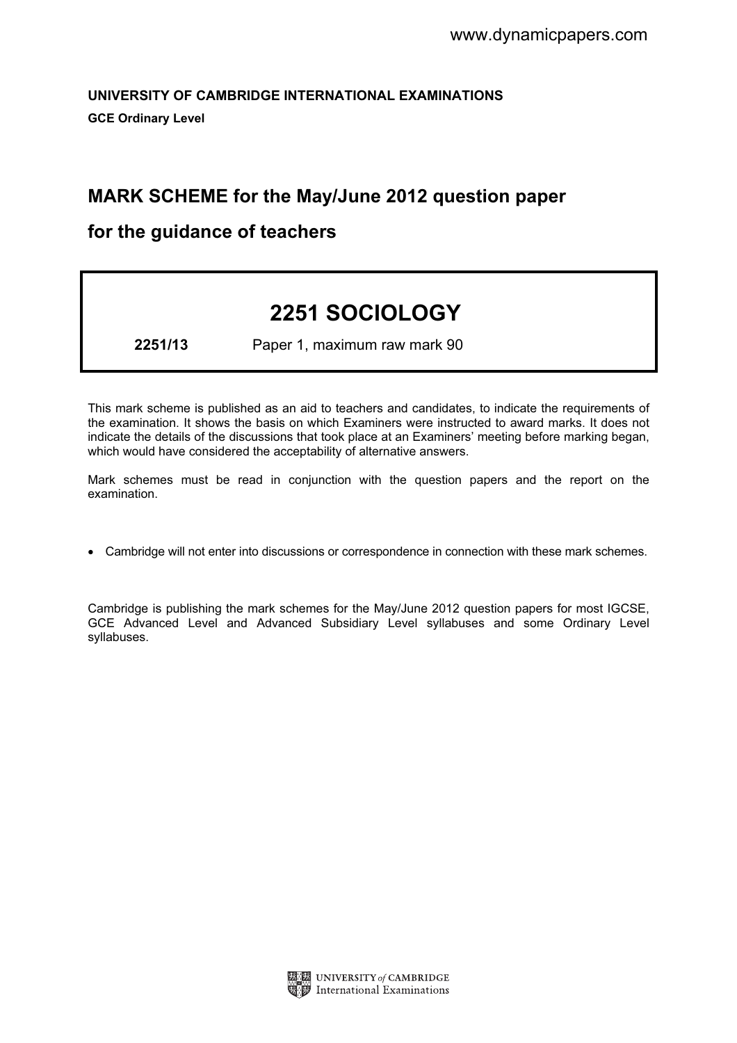**UNIVERSITY OF CAMBRIDGE INTERNATIONAL EXAMINATIONS**

**GCE Ordinary Level**

## MARK SCHEME for the May/June 2012 question paper

## for the guidance of teachers

# 2251 SOCIOLOGY

**2251/13** Paper 1, maximum raw mark 90

This mark scheme is published as an aid to teachers and candidates, to indicate the requirements of the examination. It shows the basis on which Examiners were instructed to award marks. It does not indicate the details of the discussions that took place at an Examiners' meeting before marking began, which would have considered the acceptability of alternative answers.

Mark schemes must be read in conjunction with the question papers and the report on the examination.

- Cambridge will not enter into discussions or correspondence in connection with these mark schemes.

Cambridge is publishing the mark schemes for the May/June 2012 question papers for most IGCSE, GCE Advanced Level and Advanced Subsidiary Level syllabuses and some Ordinary Level syllabuses.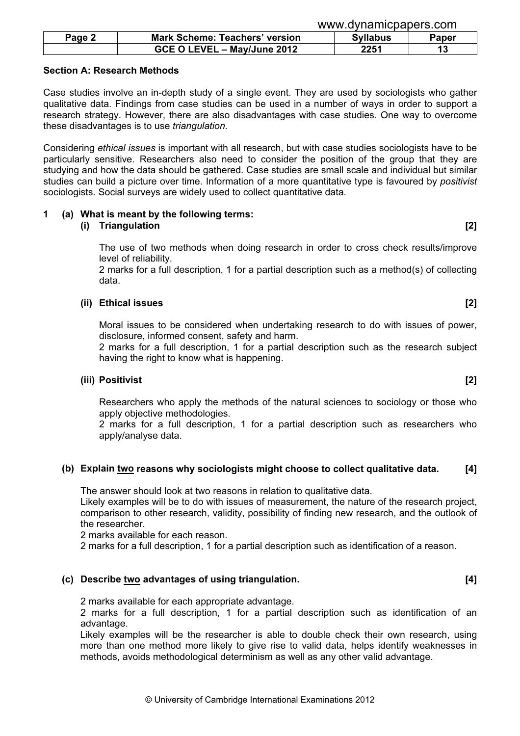### Section A: Research Methods

Case studies involve an in-depth study of a single event. They are used by sociologists who gather qualitative data. Findings from case studies can be used in a number of ways in order to support a research strategy. However, there are also disadvantages with case studies. One way to overcome these disadvantages is to use *triangulation*.

Considering *ethical issues* is important with all research, but with case studies sociologists have to be particularly sensitive. Researchers also need to consider the position of the group that they are studying and how the data should be gathered. Case studies are small scale and individual but similar studies can build a picture over time. Information of a more quantitative type is favoured by *positivist* sociologists. Social surveys are widely used to collect quantitative data.

**1 (a) What is meant by the following terms:**

**(i) Triangulation [2]**

The use of two methods when doing research in order to cross check results/improve level of reliability.
2 marks for a full description, 1 for a partial description such as a method(s) of collecting data.

**(ii) Ethical issues [2]**

Moral issues to be considered when undertaking research to do with issues of power, disclosure, informed consent, safety and harm.
2 marks for a full description, 1 for a partial description such as the research subject having the right to know what is happening.

**(iii) Positivist [2]**

Researchers who apply the methods of the natural sciences to sociology or those who apply objective methodologies.
2 marks for a full description, 1 for a partial description such as researchers who apply/analyse data.

**(b) Explain two reasons why sociologists might choose to collect qualitative data. [4]**

The answer should look at two reasons in relation to qualitative data.
Likely examples will be to do with issues of measurement, the nature of the research project, comparison to other research, validity, possibility of finding new research, and the outlook of the researcher.
2 marks available for each reason.
2 marks for a full description, 1 for a partial description such as identification of a reason.

**(c) Describe two advantages of using triangulation. [4]**

2 marks available for each appropriate advantage.
2 marks for a full description, 1 for a partial description such as identification of an advantage.
Likely examples will be the researcher is able to double check their own research, using more than one method more likely to give rise to valid data, helps identify weaknesses in methods, avoids methodological determinism as well as any other valid advantage.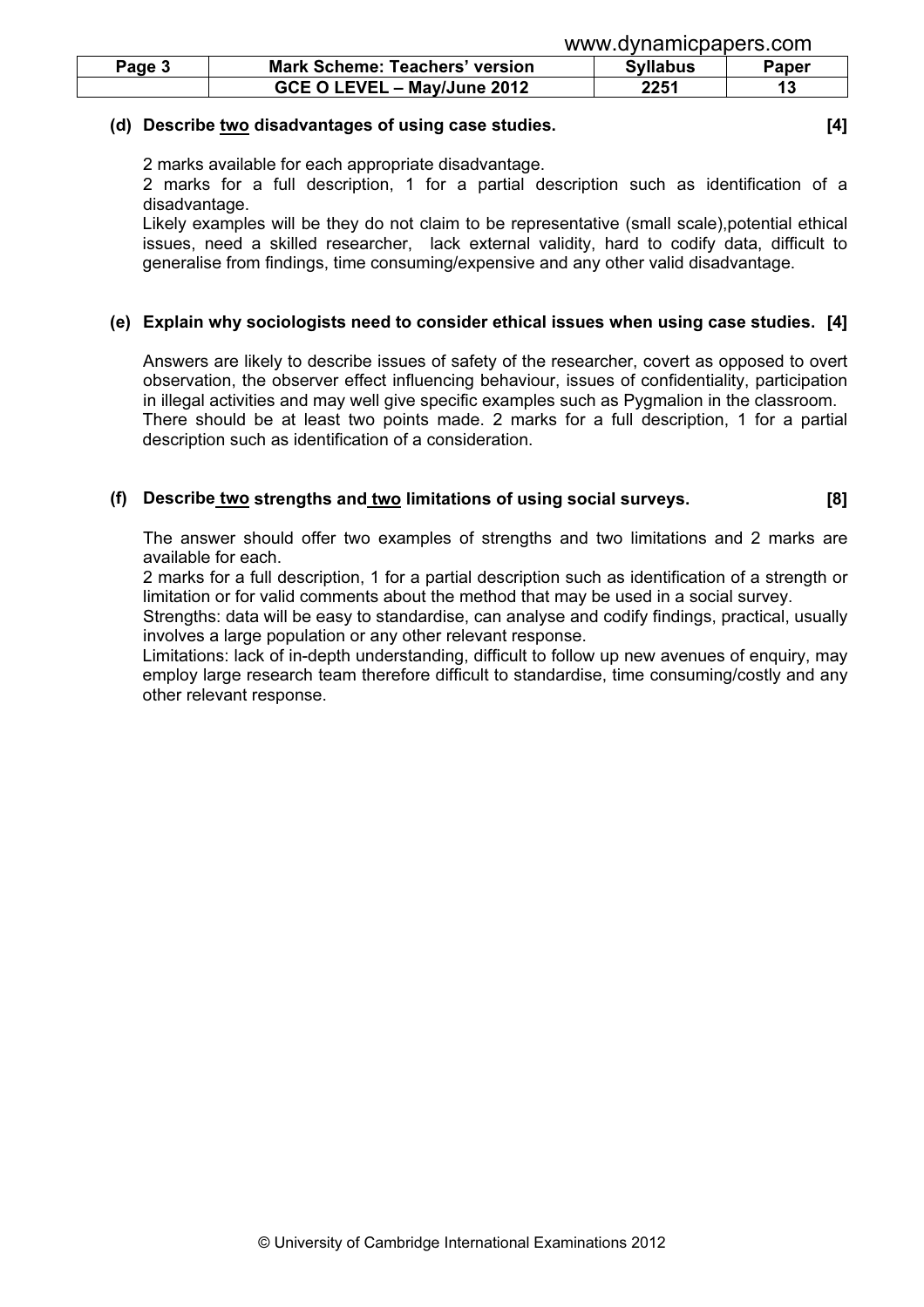**(d) Describe two disadvantages of using case studies. [4]**

2 marks available for each appropriate disadvantage.

2 marks for a full description, 1 for a partial description such as identification of a disadvantage.

Likely examples will be they do not claim to be representative (small scale),potential ethical issues, need a skilled researcher, lack external validity, hard to codify data, difficult to generalise from findings, time consuming/expensive and any other valid disadvantage.

**(e) Explain why sociologists need to consider ethical issues when using case studies. [4]**

Answers are likely to describe issues of safety of the researcher, covert as opposed to overt observation, the observer effect influencing behaviour, issues of confidentiality, participation in illegal activities and may well give specific examples such as Pygmalion in the classroom.

There should be at least two points made. 2 marks for a full description, 1 for a partial description such as identification of a consideration.

**(f) Describe two strengths and two limitations of using social surveys. [8]**

The answer should offer two examples of strengths and two limitations and 2 marks are available for each.

2 marks for a full description, 1 for a partial description such as identification of a strength or limitation or for valid comments about the method that may be used in a social survey.

Strengths: data will be easy to standardise, can analyse and codify findings, practical, usually involves a large population or any other relevant response.

Limitations: lack of in-depth understanding, difficult to follow up new avenues of enquiry, may employ large research team therefore difficult to standardise, time consuming/costly and any other relevant response.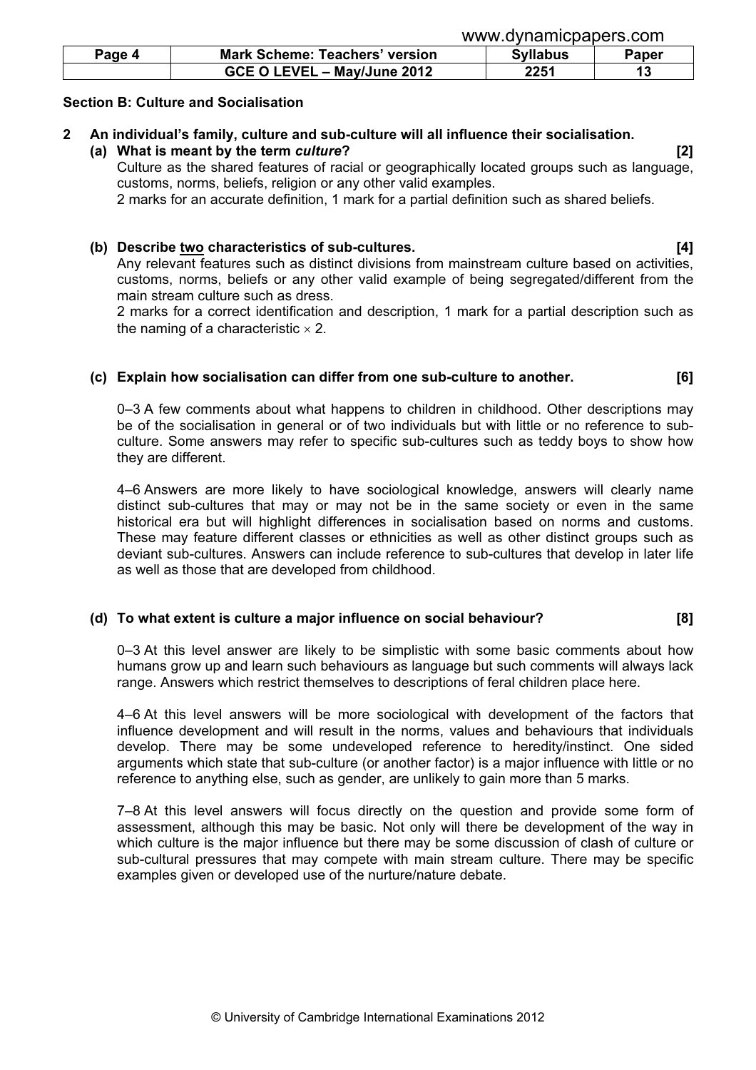## Section B: Culture and Socialisation

**2 An individual's family, culture and sub-culture will all influence their socialisation.**

**(a) What is meant by the term *culture*? [2]**

Culture as the shared features of racial or geographically located groups such as language, customs, norms, beliefs, religion or any other valid examples.

2 marks for an accurate definition, 1 mark for a partial definition such as shared beliefs.

**(b) Describe two characteristics of sub-cultures. [4]**

Any relevant features such as distinct divisions from mainstream culture based on activities, customs, norms, beliefs or any other valid example of being segregated/different from the main stream culture such as dress.

2 marks for a correct identification and description, 1 mark for a partial description such as the naming of a characteristic $\times$ 2.

**(c) Explain how socialisation can differ from one sub-culture to another. [6]**

0–3 A few comments about what happens to children in childhood. Other descriptions may be of the socialisation in general or of two individuals but with little or no reference to sub-culture. Some answers may refer to specific sub-cultures such as teddy boys to show how they are different.

4–6 Answers are more likely to have sociological knowledge, answers will clearly name distinct sub-cultures that may or may not be in the same society or even in the same historical era but will highlight differences in socialisation based on norms and customs. These may feature different classes or ethnicities as well as other distinct groups such as deviant sub-cultures. Answers can include reference to sub-cultures that develop in later life as well as those that are developed from childhood.

**(d) To what extent is culture a major influence on social behaviour? [8]**

0–3 At this level answer are likely to be simplistic with some basic comments about how humans grow up and learn such behaviours as language but such comments will always lack range. Answers which restrict themselves to descriptions of feral children place here.

4–6 At this level answers will be more sociological with development of the factors that influence development and will result in the norms, values and behaviours that individuals develop. There may be some undeveloped reference to heredity/instinct. One sided arguments which state that sub-culture (or another factor) is a major influence with little or no reference to anything else, such as gender, are unlikely to gain more than 5 marks.

7–8 At this level answers will focus directly on the question and provide some form of assessment, although this may be basic. Not only will there be development of the way in which culture is the major influence but there may be some discussion of clash of culture or sub-cultural pressures that may compete with main stream culture. There may be specific examples given or developed use of the nurture/nature debate.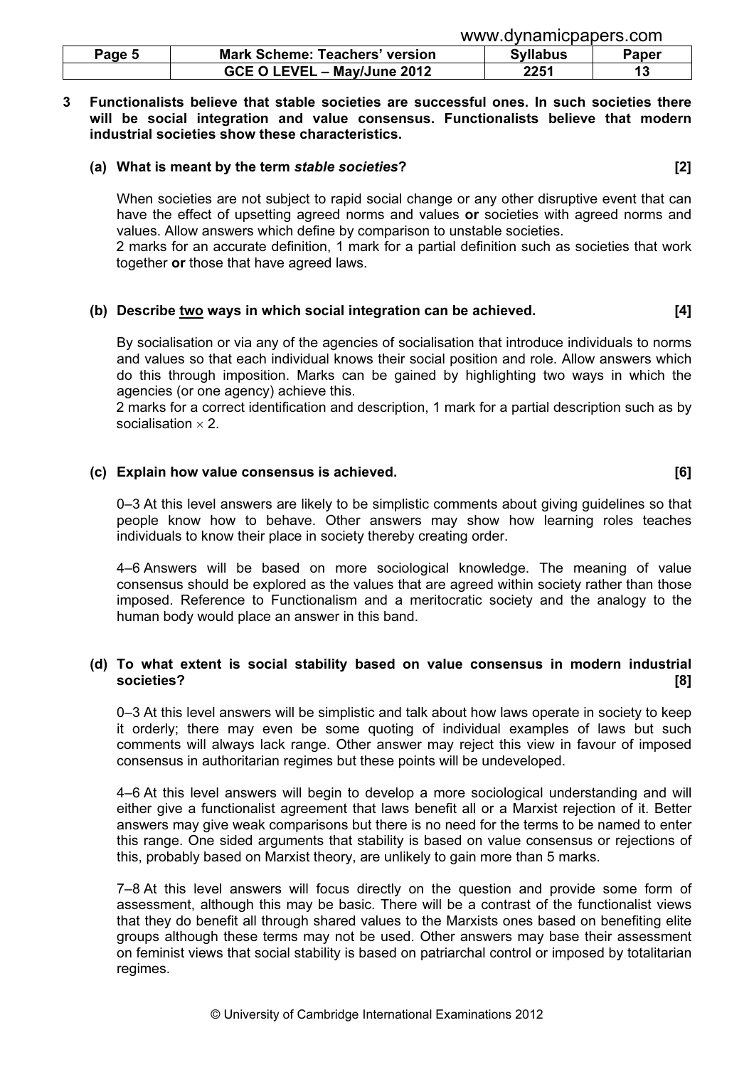**3 Functionalists believe that stable societies are successful ones. In such societies there will be social integration and value consensus. Functionalists believe that modern industrial societies show these characteristics.**

**(a) What is meant by the term *stable societies*? [2]**

When societies are not subject to rapid social change or any other disruptive event that can have the effect of upsetting agreed norms and values **or** societies with agreed norms and values. Allow answers which define by comparison to unstable societies.
2 marks for an accurate definition, 1 mark for a partial definition such as societies that work together **or** those that have agreed laws.

**(b) Describe two ways in which social integration can be achieved. [4]**

By socialisation or via any of the agencies of socialisation that introduce individuals to norms and values so that each individual knows their social position and role. Allow answers which do this through imposition. Marks can be gained by highlighting two ways in which the agencies (or one agency) achieve this.
2 marks for a correct identification and description, 1 mark for a partial description such as by socialisation $\times$ 2.

**(c) Explain how value consensus is achieved. [6]**

0–3 At this level answers are likely to be simplistic comments about giving guidelines so that people know how to behave. Other answers may show how learning roles teaches individuals to know their place in society thereby creating order.

4–6 Answers will be based on more sociological knowledge. The meaning of value consensus should be explored as the values that are agreed within society rather than those imposed. Reference to Functionalism and a meritocratic society and the analogy to the human body would place an answer in this band.

**(d) To what extent is social stability based on value consensus in modern industrial societies? [8]**

0–3 At this level answers will be simplistic and talk about how laws operate in society to keep it orderly; there may even be some quoting of individual examples of laws but such comments will always lack range. Other answer may reject this view in favour of imposed consensus in authoritarian regimes but these points will be undeveloped.

4–6 At this level answers will begin to develop a more sociological understanding and will either give a functionalist agreement that laws benefit all or a Marxist rejection of it. Better answers may give weak comparisons but there is no need for the terms to be named to enter this range. One sided arguments that stability is based on value consensus or rejections of this, probably based on Marxist theory, are unlikely to gain more than 5 marks.

7–8 At this level answers will focus directly on the question and provide some form of assessment, although this may be basic. There will be a contrast of the functionalist views that they do benefit all through shared values to the Marxists ones based on benefiting elite groups although these terms may not be used. Other answers may base their assessment on feminist views that social stability is based on patriarchal control or imposed by totalitarian regimes.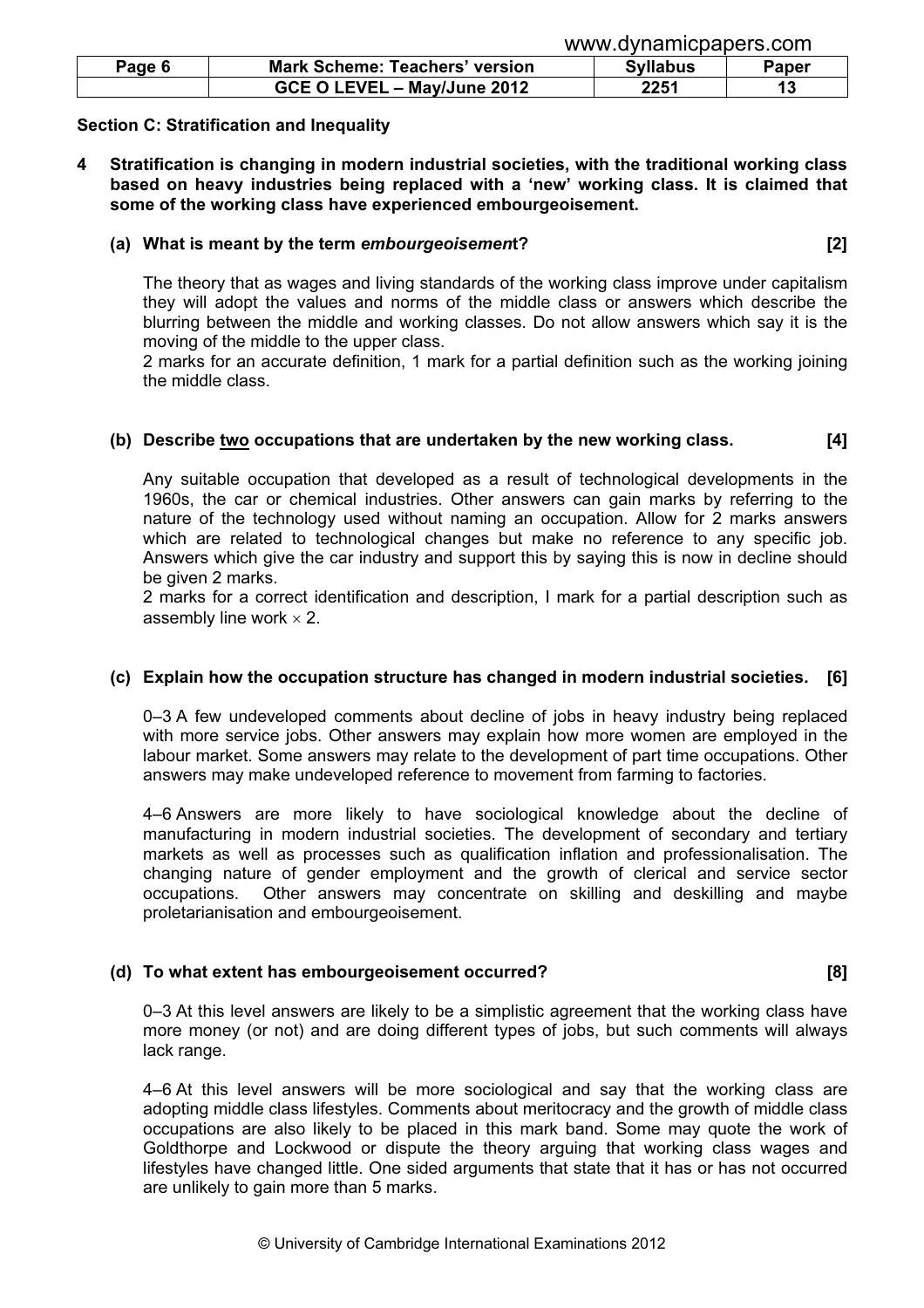## Section C: Stratification and Inequality

**4 Stratification is changing in modern industrial societies, with the traditional working class based on heavy industries being replaced with a 'new' working class. It is claimed that some of the working class have experienced embourgeoisement.**

**(a) What is meant by the term *embourgeoisement*? [2]**

The theory that as wages and living standards of the working class improve under capitalism they will adopt the values and norms of the middle class or answers which describe the blurring between the middle and working classes. Do not allow answers which say it is the moving of the middle to the upper class.

2 marks for an accurate definition, 1 mark for a partial definition such as the working joining the middle class.

**(b) Describe two occupations that are undertaken by the new working class. [4]**

Any suitable occupation that developed as a result of technological developments in the 1960s, the car or chemical industries. Other answers can gain marks by referring to the nature of the technology used without naming an occupation. Allow for 2 marks answers which are related to technological changes but make no reference to any specific job. Answers which give the car industry and support this by saying this is now in decline should be given 2 marks.

2 marks for a correct identification and description, I mark for a partial description such as assembly line work × 2.

**(c) Explain how the occupation structure has changed in modern industrial societies. [6]**

0–3 A few undeveloped comments about decline of jobs in heavy industry being replaced with more service jobs. Other answers may explain how more women are employed in the labour market. Some answers may relate to the development of part time occupations. Other answers may make undeveloped reference to movement from farming to factories.

4–6 Answers are more likely to have sociological knowledge about the decline of manufacturing in modern industrial societies. The development of secondary and tertiary markets as well as processes such as qualification inflation and professionalisation. The changing nature of gender employment and the growth of clerical and service sector occupations. Other answers may concentrate on skilling and deskilling and maybe proletarianisation and embourgeoisement.

**(d) To what extent has embourgeoisement occurred? [8]**

0–3 At this level answers are likely to be a simplistic agreement that the working class have more money (or not) and are doing different types of jobs, but such comments will always lack range.

4–6 At this level answers will be more sociological and say that the working class are adopting middle class lifestyles. Comments about meritocracy and the growth of middle class occupations are also likely to be placed in this mark band. Some may quote the work of Goldthorpe and Lockwood or dispute the theory arguing that working class wages and lifestyles have changed little. One sided arguments that state that it has or has not occurred are unlikely to gain more than 5 marks.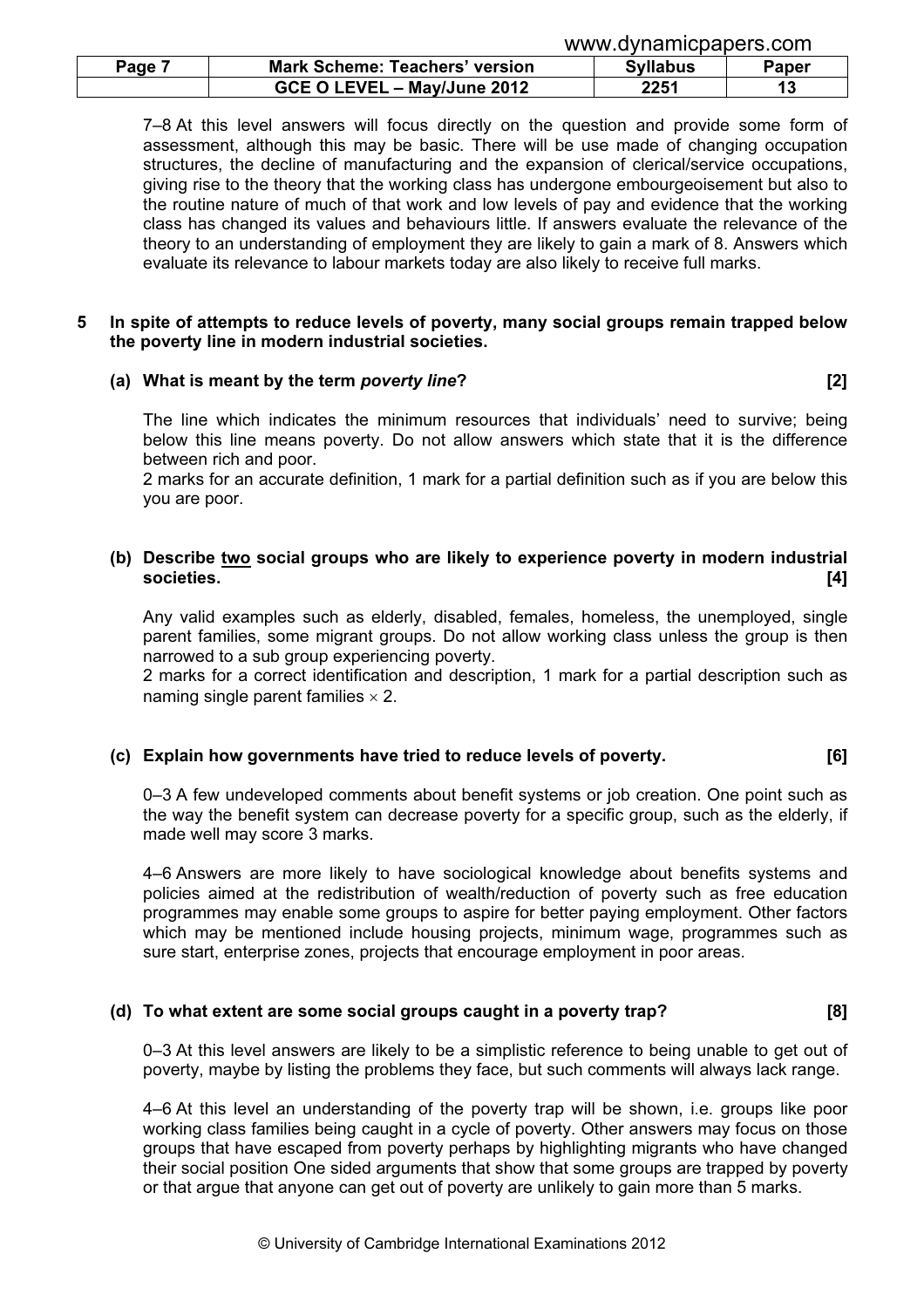7–8 At this level answers will focus directly on the question and provide some form of assessment, although this may be basic. There will be use made of changing occupation structures, the decline of manufacturing and the expansion of clerical/service occupations, giving rise to the theory that the working class has undergone embourgeoisement but also to the routine nature of much of that work and low levels of pay and evidence that the working class has changed its values and behaviours little. If answers evaluate the relevance of the theory to an understanding of employment they are likely to gain a mark of 8. Answers which evaluate its relevance to labour markets today are also likely to receive full marks.

**5 In spite of attempts to reduce levels of poverty, many social groups remain trapped below the poverty line in modern industrial societies.**

**(a) What is meant by the term *poverty line*? [2]**

The line which indicates the minimum resources that individuals' need to survive; being below this line means poverty. Do not allow answers which state that it is the difference between rich and poor.
2 marks for an accurate definition, 1 mark for a partial definition such as if you are below this you are poor.

**(b) Describe two social groups who are likely to experience poverty in modern industrial societies. [4]**

Any valid examples such as elderly, disabled, females, homeless, the unemployed, single parent families, some migrant groups. Do not allow working class unless the group is then narrowed to a sub group experiencing poverty.
2 marks for a correct identification and description, 1 mark for a partial description such as naming single parent families × 2.

**(c) Explain how governments have tried to reduce levels of poverty. [6]**

0–3 A few undeveloped comments about benefit systems or job creation. One point such as the way the benefit system can decrease poverty for a specific group, such as the elderly, if made well may score 3 marks.

4–6 Answers are more likely to have sociological knowledge about benefits systems and policies aimed at the redistribution of wealth/reduction of poverty such as free education programmes may enable some groups to aspire for better paying employment. Other factors which may be mentioned include housing projects, minimum wage, programmes such as sure start, enterprise zones, projects that encourage employment in poor areas.

**(d) To what extent are some social groups caught in a poverty trap? [8]**

0–3 At this level answers are likely to be a simplistic reference to being unable to get out of poverty, maybe by listing the problems they face, but such comments will always lack range.

4–6 At this level an understanding of the poverty trap will be shown, i.e. groups like poor working class families being caught in a cycle of poverty. Other answers may focus on those groups that have escaped from poverty perhaps by highlighting migrants who have changed their social position One sided arguments that show that some groups are trapped by poverty or that argue that anyone can get out of poverty are unlikely to gain more than 5 marks.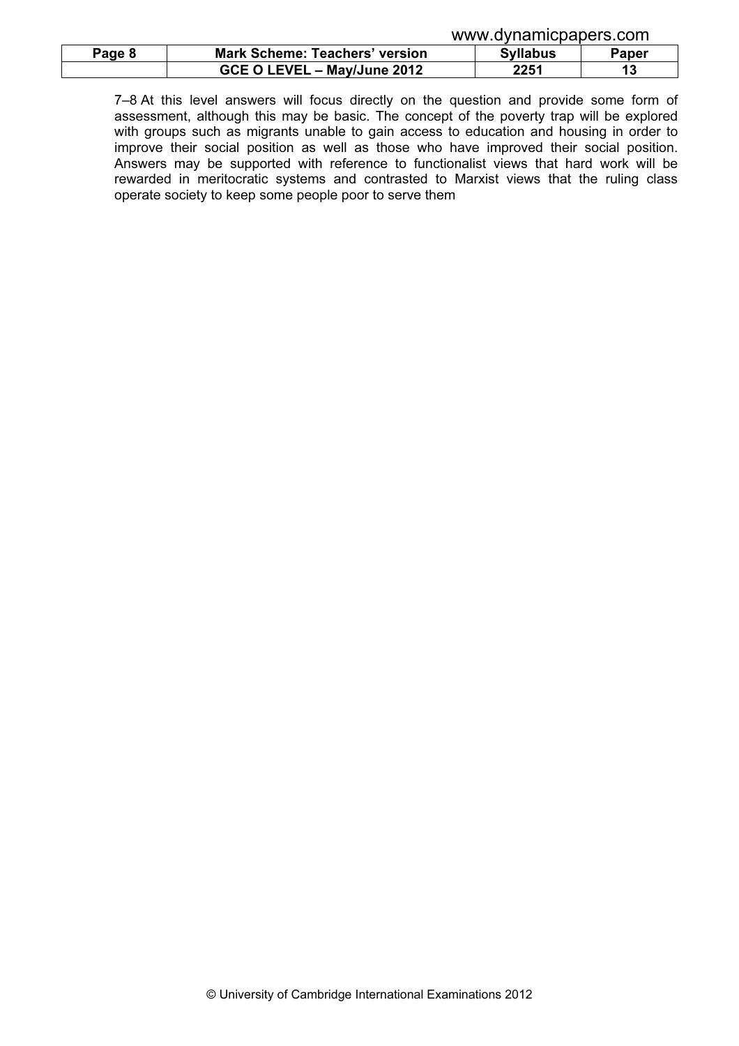7–8 At this level answers will focus directly on the question and provide some form of assessment, although this may be basic. The concept of the poverty trap will be explored with groups such as migrants unable to gain access to education and housing in order to improve their social position as well as those who have improved their social position. Answers may be supported with reference to functionalist views that hard work will be rewarded in meritocratic systems and contrasted to Marxist views that the ruling class operate society to keep some people poor to serve them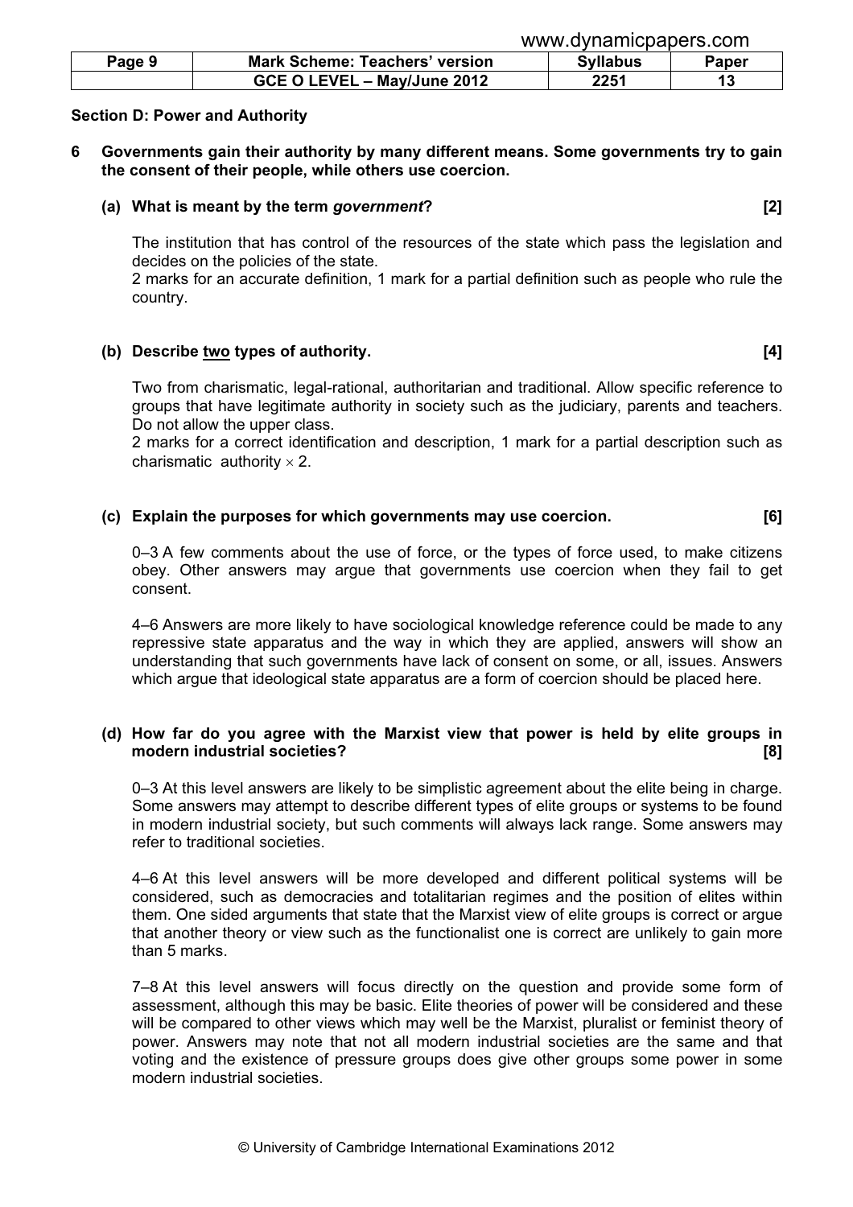## Section D: Power and Authority

**6 Governments gain their authority by many different means. Some governments try to gain the consent of their people, while others use coercion.**

**(a) What is meant by the term *government*? [2]**

The institution that has control of the resources of the state which pass the legislation and decides on the policies of the state.
2 marks for an accurate definition, 1 mark for a partial definition such as people who rule the country.

**(b) Describe two types of authority. [4]**

Two from charismatic, legal-rational, authoritarian and traditional. Allow specific reference to groups that have legitimate authority in society such as the judiciary, parents and teachers. Do not allow the upper class.
2 marks for a correct identification and description, 1 mark for a partial description such as charismatic authority $\times$ 2.

**(c) Explain the purposes for which governments may use coercion. [6]**

0–3 A few comments about the use of force, or the types of force used, to make citizens obey. Other answers may argue that governments use coercion when they fail to get consent.

4–6 Answers are more likely to have sociological knowledge reference could be made to any repressive state apparatus and the way in which they are applied, answers will show an understanding that such governments have lack of consent on some, or all, issues. Answers which argue that ideological state apparatus are a form of coercion should be placed here.

**(d) How far do you agree with the Marxist view that power is held by elite groups in modern industrial societies? [8]**

0–3 At this level answers are likely to be simplistic agreement about the elite being in charge. Some answers may attempt to describe different types of elite groups or systems to be found in modern industrial society, but such comments will always lack range. Some answers may refer to traditional societies.

4–6 At this level answers will be more developed and different political systems will be considered, such as democracies and totalitarian regimes and the position of elites within them. One sided arguments that state that the Marxist view of elite groups is correct or argue that another theory or view such as the functionalist one is correct are unlikely to gain more than 5 marks.

7–8 At this level answers will focus directly on the question and provide some form of assessment, although this may be basic. Elite theories of power will be considered and these will be compared to other views which may well be the Marxist, pluralist or feminist theory of power. Answers may note that not all modern industrial societies are the same and that voting and the existence of pressure groups does give other groups some power in some modern industrial societies.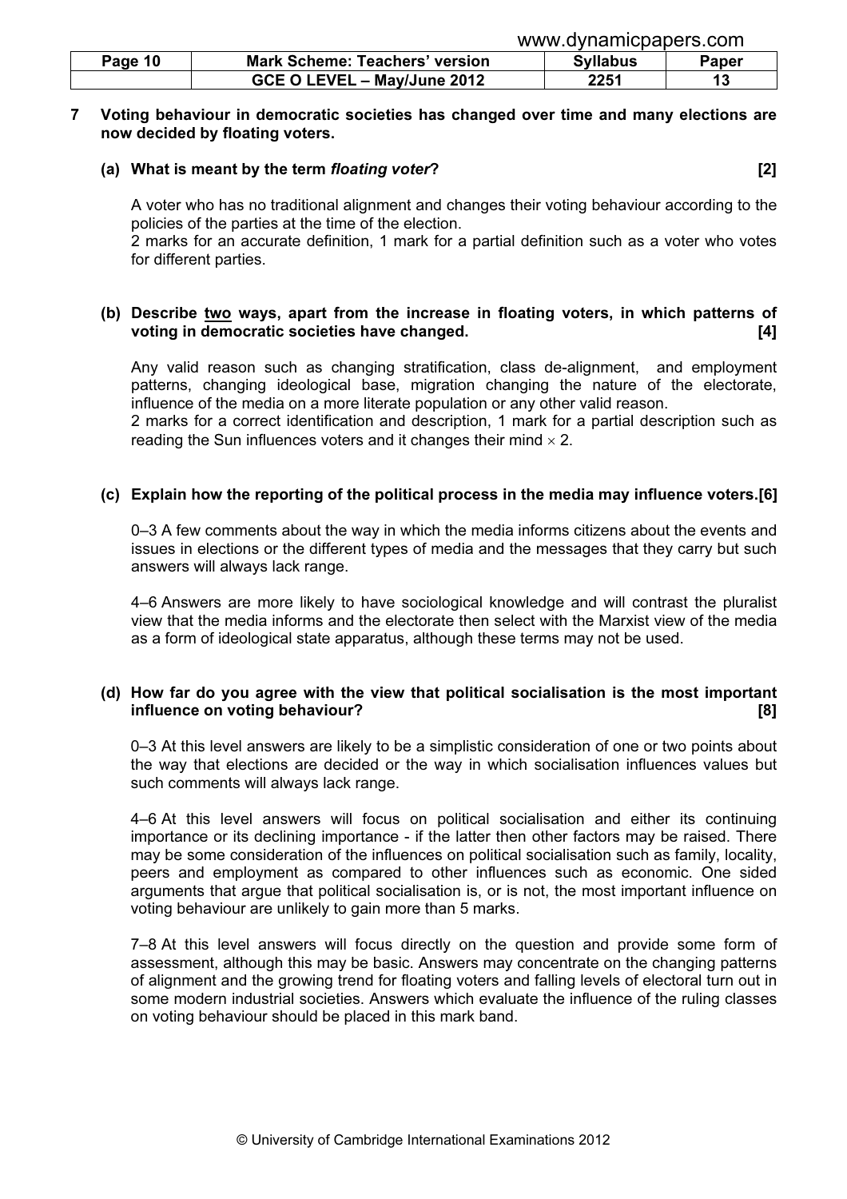**7 Voting behaviour in democratic societies has changed over time and many elections are now decided by floating voters.**

**(a) What is meant by the term *floating voter*? [2]**

A voter who has no traditional alignment and changes their voting behaviour according to the policies of the parties at the time of the election.

2 marks for an accurate definition, 1 mark for a partial definition such as a voter who votes for different parties.

**(b) Describe two ways, apart from the increase in floating voters, in which patterns of voting in democratic societies have changed. [4]**

Any valid reason such as changing stratification, class de-alignment, and employment patterns, changing ideological base, migration changing the nature of the electorate, influence of the media on a more literate population or any other valid reason.

2 marks for a correct identification and description, 1 mark for a partial description such as reading the Sun influences voters and it changes their mind × 2.

**(c) Explain how the reporting of the political process in the media may influence voters. [6]**

0–3 A few comments about the way in which the media informs citizens about the events and issues in elections or the different types of media and the messages that they carry but such answers will always lack range.

4–6 Answers are more likely to have sociological knowledge and will contrast the pluralist view that the media informs and the electorate then select with the Marxist view of the media as a form of ideological state apparatus, although these terms may not be used.

**(d) How far do you agree with the view that political socialisation is the most important influence on voting behaviour? [8]**

0–3 At this level answers are likely to be a simplistic consideration of one or two points about the way that elections are decided or the way in which socialisation influences values but such comments will always lack range.

4–6 At this level answers will focus on political socialisation and either its continuing importance or its declining importance - if the latter then other factors may be raised. There may be some consideration of the influences on political socialisation such as family, locality, peers and employment as compared to other influences such as economic. One sided arguments that argue that political socialisation is, or is not, the most important influence on voting behaviour are unlikely to gain more than 5 marks.

7–8 At this level answers will focus directly on the question and provide some form of assessment, although this may be basic. Answers may concentrate on the changing patterns of alignment and the growing trend for floating voters and falling levels of electoral turn out in some modern industrial societies. Answers which evaluate the influence of the ruling classes on voting behaviour should be placed in this mark band.